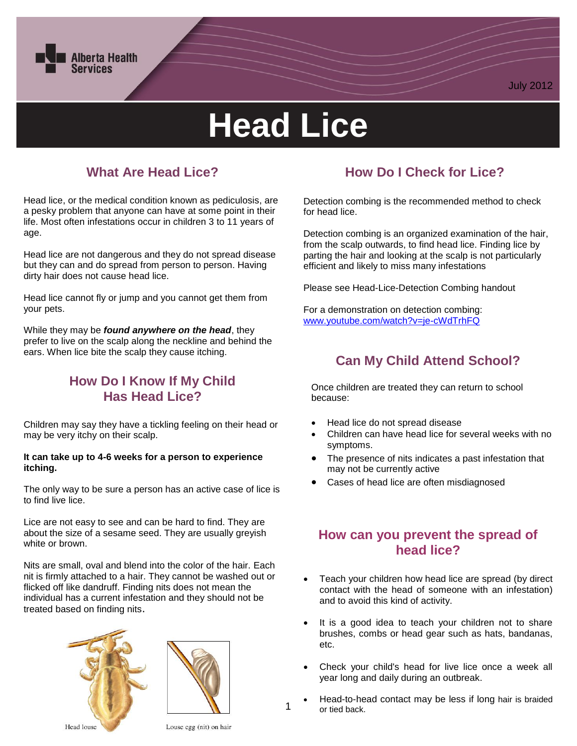Alberta Health Services

July 2012

# Head Lice

## What Are Head Lice?

Head lice, or the medical condition known as pediculosis, are a pesky problem that anyone can have at some point in their life. Most often infestations occur in children 3 to 11 years of age.

Head lice are not dangerous and they do not spread disease but they can and do spread from person to person. Having dirty hair does not cause head lice.

Head lice cannot fly or jump and you cannot get them from your pets.

While they may be ***found anywhere on the head***, they prefer to live on the scalp along the neckline and behind the ears. When lice bite the scalp they cause itching.

## How Do I Know If My Child Has Head Lice?

Children may say they have a tickling feeling on their head or may be very itchy on their scalp.

**It can take up to 4-6 weeks for a person to experience itching.**

The only way to be sure a person has an active case of lice is to find live lice.

Lice are not easy to see and can be hard to find. They are about the size of a sesame seed. They are usually greyish white or brown.

Nits are small, oval and blend into the color of the hair. Each nit is firmly attached to a hair. They cannot be washed out or flicked off like dandruff. Finding nits does not mean the individual has a current infestation and they should not be treated based on finding nits.

Head louse

Louse egg (nit) on hair

## How Do I Check for Lice?

Detection combing is the recommended method to check for head lice.

Detection combing is an organized examination of the hair, from the scalp outwards, to find head lice. Finding lice by parting the hair and looking at the scalp is not particularly efficient and likely to miss many infestations

Please see Head-Lice-Detection Combing handout

For a demonstration on detection combing: www.youtube.com/watch?v=je-cWdTrhFQ

## Can My Child Attend School?

Once children are treated they can return to school because:

- Head lice do not spread disease
- Children can have head lice for several weeks with no symptoms.
- The presence of nits indicates a past infestation that may not be currently active
- Cases of head lice are often misdiagnosed

## How can you prevent the spread of head lice?

- Teach your children how head lice are spread (by direct contact with the head of someone with an infestation) and to avoid this kind of activity.
- It is a good idea to teach your children not to share brushes, combs or head gear such as hats, bandanas, etc.
- Check your child's head for live lice once a week all year long and daily during an outbreak.
- Head-to-head contact may be less if long hair is braided or tied back.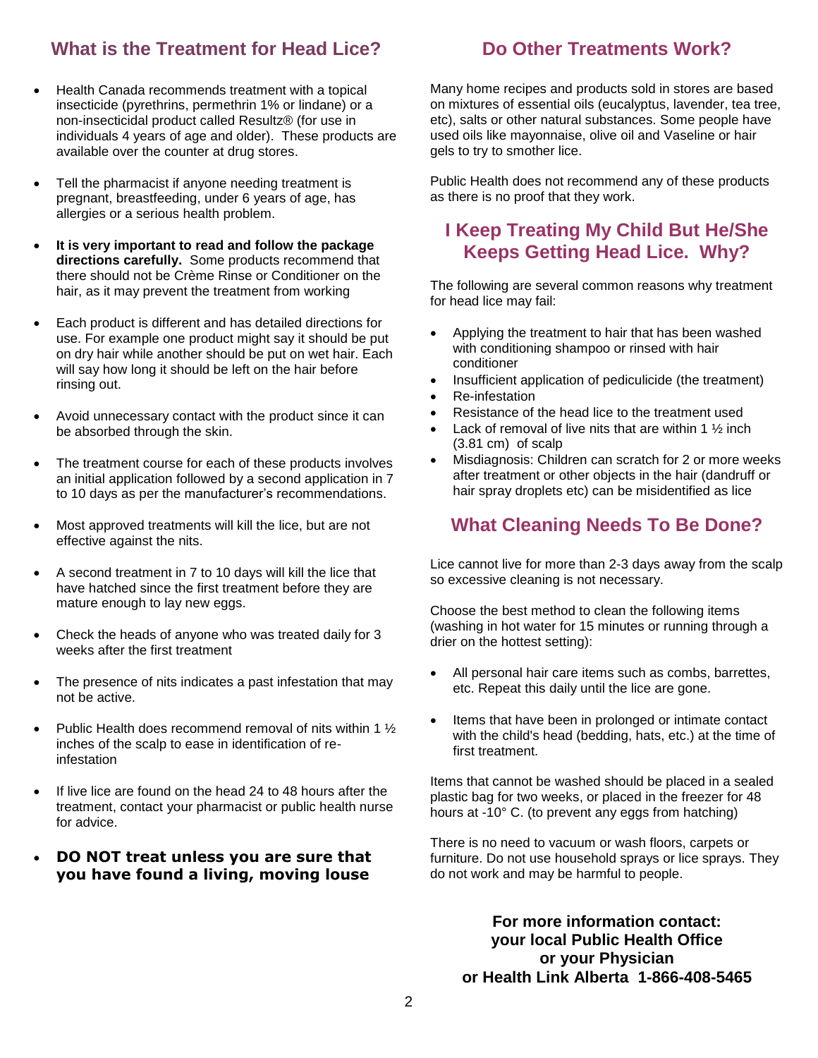## What is the Treatment for Head Lice?

- Health Canada recommends treatment with a topical insecticide (pyrethrins, permethrin 1% or lindane) or a non-insecticidal product called Resultz® (for use in individuals 4 years of age and older). These products are available over the counter at drug stores.
- Tell the pharmacist if anyone needing treatment is pregnant, breastfeeding, under 6 years of age, has allergies or a serious health problem.
- **It is very important to read and follow the package directions carefully.** Some products recommend that there should not be Crème Rinse or Conditioner on the hair, as it may prevent the treatment from working
- Each product is different and has detailed directions for use. For example one product might say it should be put on dry hair while another should be put on wet hair. Each will say how long it should be left on the hair before rinsing out.
- Avoid unnecessary contact with the product since it can be absorbed through the skin.
- The treatment course for each of these products involves an initial application followed by a second application in 7 to 10 days as per the manufacturer's recommendations.
- Most approved treatments will kill the lice, but are not effective against the nits.
- A second treatment in 7 to 10 days will kill the lice that have hatched since the first treatment before they are mature enough to lay new eggs.
- Check the heads of anyone who was treated daily for 3 weeks after the first treatment
- The presence of nits indicates a past infestation that may not be active.
- Public Health does recommend removal of nits within 1 ½ inches of the scalp to ease in identification of re-infestation
- If live lice are found on the head 24 to 48 hours after the treatment, contact your pharmacist or public health nurse for advice.
- **DO NOT treat unless you are sure that you have found a living, moving louse**

## Do Other Treatments Work?

Many home recipes and products sold in stores are based on mixtures of essential oils (eucalyptus, lavender, tea tree, etc), salts or other natural substances. Some people have used oils like mayonnaise, olive oil and Vaseline or hair gels to try to smother lice.

Public Health does not recommend any of these products as there is no proof that they work.

## I Keep Treating My Child But He/She Keeps Getting Head Lice. Why?

The following are several common reasons why treatment for head lice may fail:

- Applying the treatment to hair that has been washed with conditioning shampoo or rinsed with hair conditioner
- Insufficient application of pediculicide (the treatment)
- Re-infestation
- Resistance of the head lice to the treatment used
- Lack of removal of live nits that are within 1 ½ inch (3.81 cm) of scalp
- Misdiagnosis: Children can scratch for 2 or more weeks after treatment or other objects in the hair (dandruff or hair spray droplets etc) can be misidentified as lice

## What Cleaning Needs To Be Done?

Lice cannot live for more than 2-3 days away from the scalp so excessive cleaning is not necessary.

Choose the best method to clean the following items (washing in hot water for 15 minutes or running through a drier on the hottest setting):

- All personal hair care items such as combs, barrettes, etc. Repeat this daily until the lice are gone.
- Items that have been in prolonged or intimate contact with the child's head (bedding, hats, etc.) at the time of first treatment.

Items that cannot be washed should be placed in a sealed plastic bag for two weeks, or placed in the freezer for 48 hours at -10° C. (to prevent any eggs from hatching)

There is no need to vacuum or wash floors, carpets or furniture. Do not use household sprays or lice sprays. They do not work and may be harmful to people.

**For more information contact:**
**your local Public Health Office**
**or your Physician**
**or Health Link Alberta 1-866-408-5465**